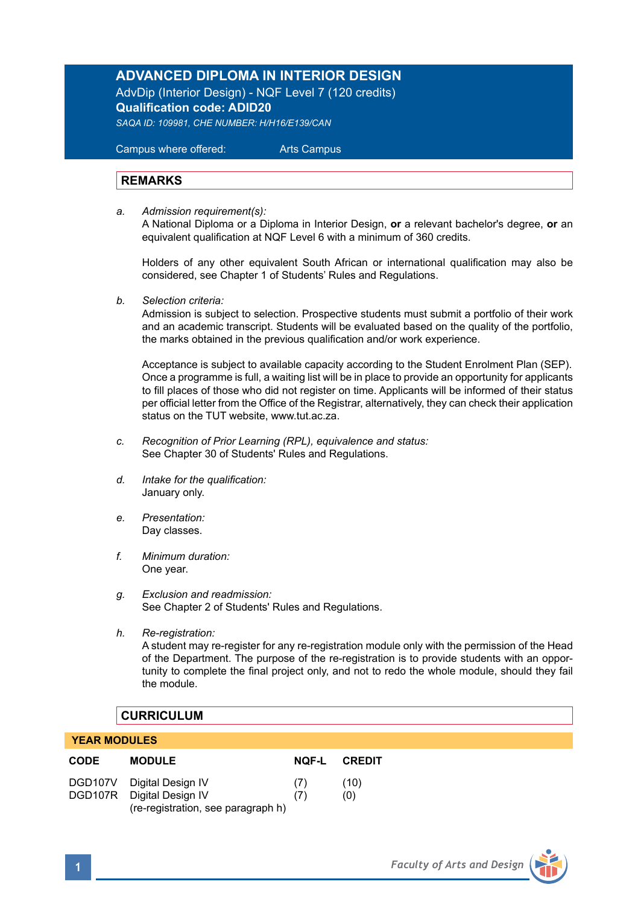# ADVANCED DIPLOMA IN INTERIOR DESIGN

AdvDip (Interior Design) - NQF Level 7 (120 credits)

**Qualification code: ADID20**

*SAQA ID: 109981, CHE NUMBER: H/H16/E139/CAN*

Campus where offered: Arts Campus

## REMARKS

a. *Admission requirement(s):*
   A National Diploma or a Diploma in Interior Design, **or** a relevant bachelor's degree, **or** an equivalent qualification at NQF Level 6 with a minimum of 360 credits.

   Holders of any other equivalent South African or international qualification may also be considered, see Chapter 1 of Students' Rules and Regulations.

b. *Selection criteria:*
   Admission is subject to selection. Prospective students must submit a portfolio of their work and an academic transcript. Students will be evaluated based on the quality of the portfolio, the marks obtained in the previous qualification and/or work experience.

   Acceptance is subject to available capacity according to the Student Enrolment Plan (SEP). Once a programme is full, a waiting list will be in place to provide an opportunity for applicants to fill places of those who did not register on time. Applicants will be informed of their status per official letter from the Office of the Registrar, alternatively, they can check their application status on the TUT website, www.tut.ac.za.

c. *Recognition of Prior Learning (RPL), equivalence and status:*
   See Chapter 30 of Students' Rules and Regulations.

d. *Intake for the qualification:*
   January only.

e. *Presentation:*
   Day classes.

f. *Minimum duration:*
   One year.

g. *Exclusion and readmission:*
   See Chapter 2 of Students' Rules and Regulations.

h. *Re-registration:*
   A student may re-register for any re-registration module only with the permission of the Head of the Department. The purpose of the re-registration is to provide students with an opportunity to complete the final project only, and not to redo the whole module, should they fail the module.

## CURRICULUM

### YEAR MODULES

| CODE | MODULE | NQF-L | CREDIT |
|---|---|---|---|
| DGD107V | Digital Design IV | (7) | (10) |
| DGD107R | Digital Design IV (re-registration, see paragraph h) | (7) | (0) |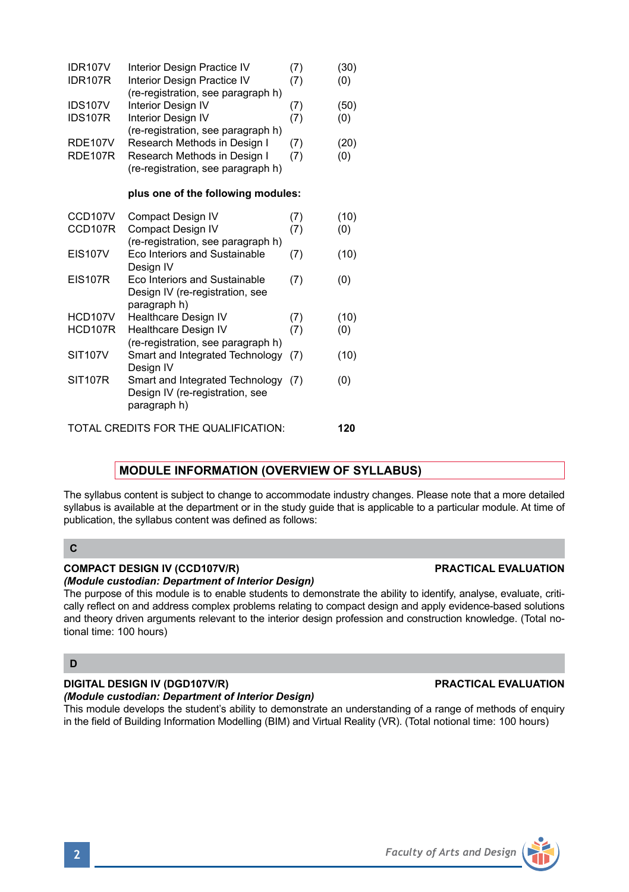| | | | |
|---|---|---|---|
| IDR107V | Interior Design Practice IV | (7) | (30) |
| IDR107R | Interior Design Practice IV (re-registration, see paragraph h) | (7) | (0) |
| IDS107V | Interior Design IV | (7) | (50) |
| IDS107R | Interior Design IV (re-registration, see paragraph h) | (7) | (0) |
| RDE107V | Research Methods in Design I | (7) | (20) |
| RDE107R | Research Methods in Design I (re-registration, see paragraph h) | (7) | (0) |

**plus one of the following modules:**

| | | | |
|---|---|---|---|
| CCD107V | Compact Design IV | (7) | (10) |
| CCD107R | Compact Design IV (re-registration, see paragraph h) | (7) | (0) |
| EIS107V | Eco Interiors and Sustainable Design IV | (7) | (10) |
| EIS107R | Eco Interiors and Sustainable Design IV (re-registration, see paragraph h) | (7) | (0) |
| HCD107V | Healthcare Design IV | (7) | (10) |
| HCD107R | Healthcare Design IV (re-registration, see paragraph h) | (7) | (0) |
| SIT107V | Smart and Integrated Technology Design IV | (7) | (10) |
| SIT107R | Smart and Integrated Technology Design IV (re-registration, see paragraph h) | (7) | (0) |

TOTAL CREDITS FOR THE QUALIFICATION: **120**

## MODULE INFORMATION (OVERVIEW OF SYLLABUS)

The syllabus content is subject to change to accommodate industry changes. Please note that a more detailed syllabus is available at the department or in the study guide that is applicable to a particular module. At time of publication, the syllabus content was defined as follows:

### C

**COMPACT DESIGN IV (CCD107V/R)** **PRACTICAL EVALUATION**
***(Module custodian: Department of Interior Design)***
The purpose of this module is to enable students to demonstrate the ability to identify, analyse, evaluate, critically reflect on and address complex problems relating to compact design and apply evidence-based solutions and theory driven arguments relevant to the interior design profession and construction knowledge. (Total notional time: 100 hours)

### D

**DIGITAL DESIGN IV (DGD107V/R)** **PRACTICAL EVALUATION**
***(Module custodian: Department of Interior Design)***
This module develops the student's ability to demonstrate an understanding of a range of methods of enquiry in the field of Building Information Modelling (BIM) and Virtual Reality (VR). (Total notional time: 100 hours)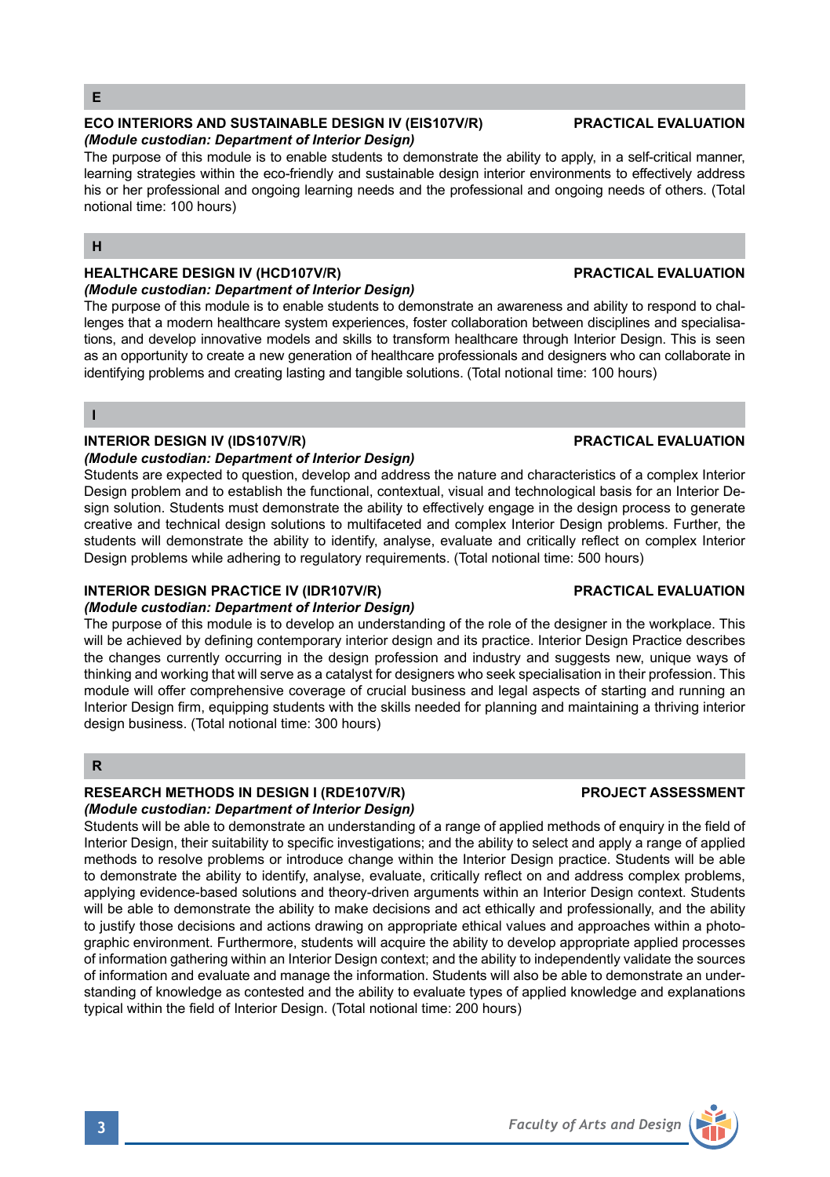## E

**ECO INTERIORS AND SUSTAINABLE DESIGN IV (EIS107V/R)** **PRACTICAL EVALUATION**
***(Module custodian: Department of Interior Design)***
The purpose of this module is to enable students to demonstrate the ability to apply, in a self-critical manner, learning strategies within the eco-friendly and sustainable design interior environments to effectively address his or her professional and ongoing learning needs and the professional and ongoing needs of others. (Total notional time: 100 hours)

## H

**HEALTHCARE DESIGN IV (HCD107V/R)** **PRACTICAL EVALUATION**
***(Module custodian: Department of Interior Design)***
The purpose of this module is to enable students to demonstrate an awareness and ability to respond to challenges that a modern healthcare system experiences, foster collaboration between disciplines and specialisations, and develop innovative models and skills to transform healthcare through Interior Design. This is seen as an opportunity to create a new generation of healthcare professionals and designers who can collaborate in identifying problems and creating lasting and tangible solutions. (Total notional time: 100 hours)

## I

**INTERIOR DESIGN IV (IDS107V/R)** **PRACTICAL EVALUATION**
***(Module custodian: Department of Interior Design)***
Students are expected to question, develop and address the nature and characteristics of a complex Interior Design problem and to establish the functional, contextual, visual and technological basis for an Interior Design solution. Students must demonstrate the ability to effectively engage in the design process to generate creative and technical design solutions to multifaceted and complex Interior Design problems. Further, the students will demonstrate the ability to identify, analyse, evaluate and critically reflect on complex Interior Design problems while adhering to regulatory requirements. (Total notional time: 500 hours)

**INTERIOR DESIGN PRACTICE IV (IDR107V/R)** **PRACTICAL EVALUATION**
***(Module custodian: Department of Interior Design)***
The purpose of this module is to develop an understanding of the role of the designer in the workplace. This will be achieved by defining contemporary interior design and its practice. Interior Design Practice describes the changes currently occurring in the design profession and industry and suggests new, unique ways of thinking and working that will serve as a catalyst for designers who seek specialisation in their profession. This module will offer comprehensive coverage of crucial business and legal aspects of starting and running an Interior Design firm, equipping students with the skills needed for planning and maintaining a thriving interior design business. (Total notional time: 300 hours)

## R

**RESEARCH METHODS IN DESIGN I (RDE107V/R)** **PROJECT ASSESSMENT**
***(Module custodian: Department of Interior Design)***
Students will be able to demonstrate an understanding of a range of applied methods of enquiry in the field of Interior Design, their suitability to specific investigations; and the ability to select and apply a range of applied methods to resolve problems or introduce change within the Interior Design practice. Students will be able to demonstrate the ability to identify, analyse, evaluate, critically reflect on and address complex problems, applying evidence-based solutions and theory-driven arguments within an Interior Design context. Students will be able to demonstrate the ability to make decisions and act ethically and professionally, and the ability to justify those decisions and actions drawing on appropriate ethical values and approaches within a photographic environment. Furthermore, students will acquire the ability to develop appropriate applied processes of information gathering within an Interior Design context; and the ability to independently validate the sources of information and evaluate and manage the information. Students will also be able to demonstrate an understanding of knowledge as contested and the ability to evaluate types of applied knowledge and explanations typical within the field of Interior Design. (Total notional time: 200 hours)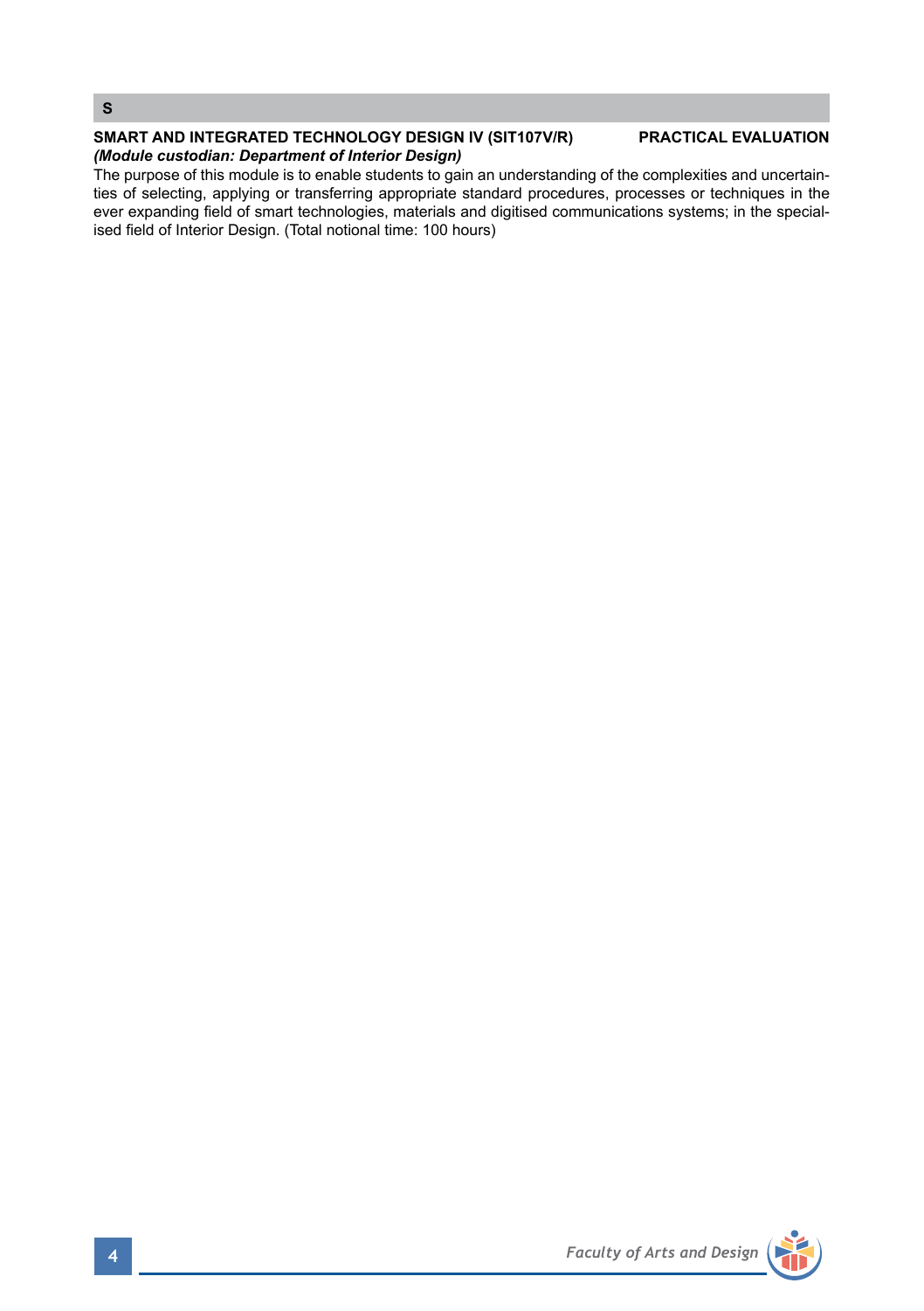## S

**SMART AND INTEGRATED TECHNOLOGY DESIGN IV (SIT107V/R) PRACTICAL EVALUATION**
***(Module custodian: Department of Interior Design)***

The purpose of this module is to enable students to gain an understanding of the complexities and uncertainties of selecting, applying or transferring appropriate standard procedures, processes or techniques in the ever expanding field of smart technologies, materials and digitised communications systems; in the specialised field of Interior Design. (Total notional time: 100 hours)